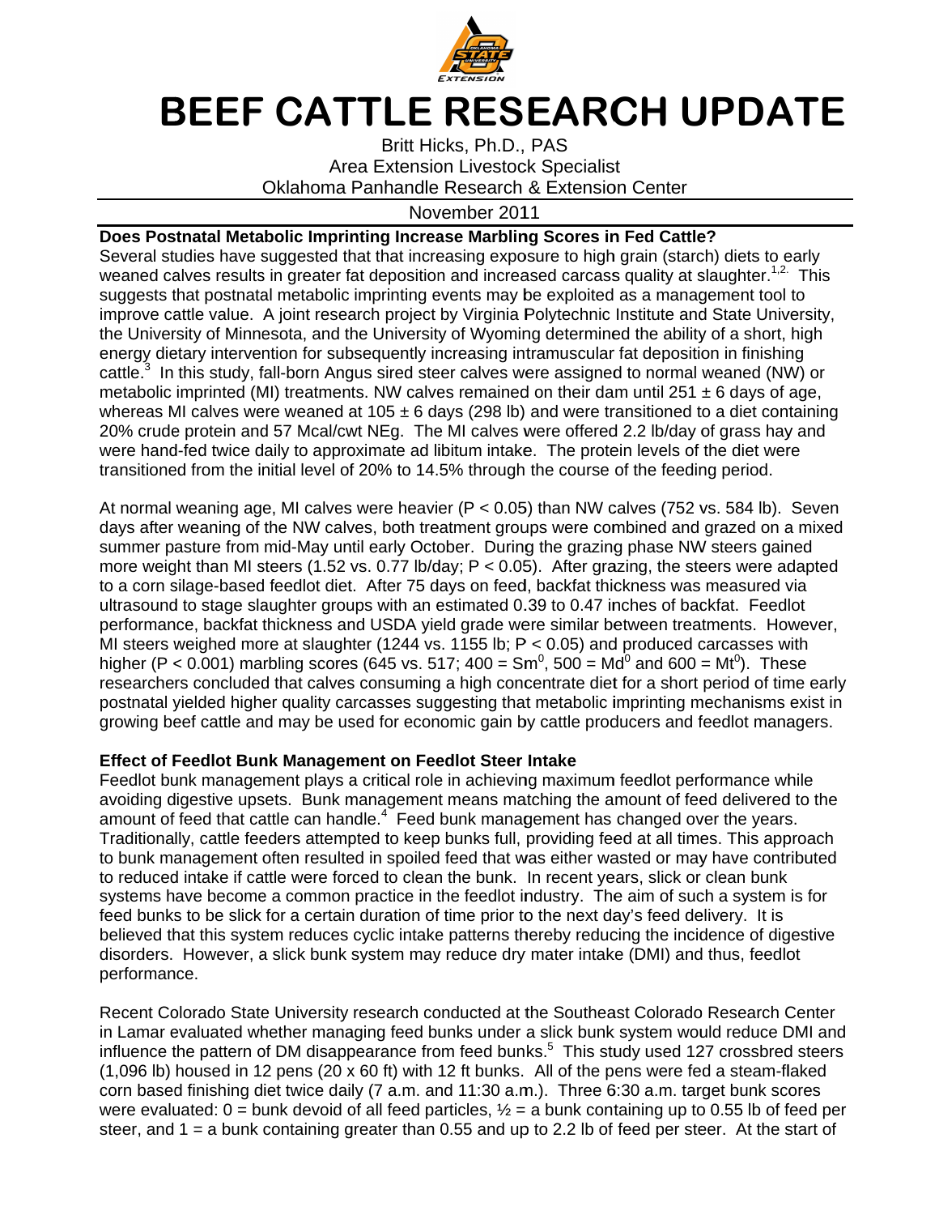# BEEF CATTLE RESEARCH UPDATE

Britt Hicks, Ph.D., PAS
Area Extension Livestock Specialist
Oklahoma Panhandle Research & Extension Center

November 2011

**Does Postnatal Metabolic Imprinting Increase Marbling Scores in Fed Cattle?**

Several studies have suggested that that increasing exposure to high grain (starch) diets to early weaned calves results in greater fat deposition and increased carcass quality at slaughter.[1,2] This suggests that postnatal metabolic imprinting events may be exploited as a management tool to improve cattle value. A joint research project by Virginia Polytechnic Institute and State University, the University of Minnesota, and the University of Wyoming determined the ability of a short, high energy dietary intervention for subsequently increasing intramuscular fat deposition in finishing cattle.[3] In this study, fall-born Angus sired steer calves were assigned to normal weaned (NW) or metabolic imprinted (MI) treatments. NW calves remained on their dam until 251 ± 6 days of age, whereas MI calves were weaned at 105 ± 6 days (298 lb) and were transitioned to a diet containing 20% crude protein and 57 Mcal/cwt NEg. The MI calves were offered 2.2 lb/day of grass hay and were hand-fed twice daily to approximate ad libitum intake. The protein levels of the diet were transitioned from the initial level of 20% to 14.5% through the course of the feeding period.

At normal weaning age, MI calves were heavier ($P < 0.05$) than NW calves (752 vs. 584 lb). Seven days after weaning of the NW calves, both treatment groups were combined and grazed on a mixed summer pasture from mid-May until early October. During the grazing phase NW steers gained more weight than MI steers (1.52 vs. 0.77 lb/day; $P < 0.05$). After grazing, the steers were adapted to a corn silage-based feedlot diet. After 75 days on feed, backfat thickness was measured via ultrasound to stage slaughter groups with an estimated 0.39 to 0.47 inches of backfat. Feedlot performance, backfat thickness and USDA yield grade were similar between treatments. However, MI steers weighed more at slaughter (1244 vs. 1155 lb; $P < 0.05$) and produced carcasses with higher ($P < 0.001$) marbling scores (645 vs. 517; 400 = $Sm^0$, 500 = $Md^0$ and 600 = $Mt^0$). These researchers concluded that calves consuming a high concentrate diet for a short period of time early postnatal yielded higher quality carcasses suggesting that metabolic imprinting mechanisms exist in growing beef cattle and may be used for economic gain by cattle producers and feedlot managers.

**Effect of Feedlot Bunk Management on Feedlot Steer Intake**

Feedlot bunk management plays a critical role in achieving maximum feedlot performance while avoiding digestive upsets. Bunk management means matching the amount of feed delivered to the amount of feed that cattle can handle.[4] Feed bunk management has changed over the years. Traditionally, cattle feeders attempted to keep bunks full, providing feed at all times. This approach to bunk management often resulted in spoiled feed that was either wasted or may have contributed to reduced intake if cattle were forced to clean the bunk. In recent years, slick or clean bunk systems have become a common practice in the feedlot industry. The aim of such a system is for feed bunks to be slick for a certain duration of time prior to the next day's feed delivery. It is believed that this system reduces cyclic intake patterns thereby reducing the incidence of digestive disorders. However, a slick bunk system may reduce dry mater intake (DMI) and thus, feedlot performance.

Recent Colorado State University research conducted at the Southeast Colorado Research Center in Lamar evaluated whether managing feed bunks under a slick bunk system would reduce DMI and influence the pattern of DM disappearance from feed bunks.[5] This study used 127 crossbred steers (1,096 lb) housed in 12 pens (20 x 60 ft) with 12 ft bunks. All of the pens were fed a steam-flaked corn based finishing diet twice daily (7 a.m. and 11:30 a.m.). Three 6:30 a.m. target bunk scores were evaluated: 0 = bunk devoid of all feed particles, ½ = a bunk containing up to 0.55 lb of feed per steer, and 1 = a bunk containing greater than 0.55 and up to 2.2 lb of feed per steer. At the start of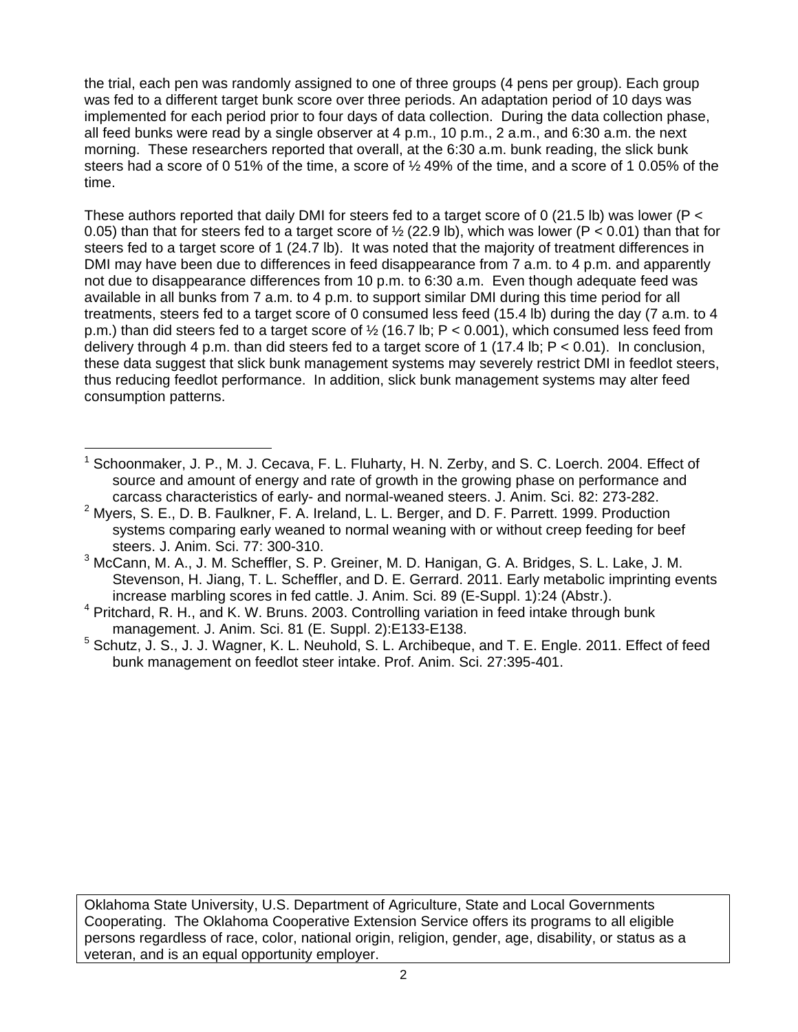the trial, each pen was randomly assigned to one of three groups (4 pens per group). Each group was fed to a different target bunk score over three periods. An adaptation period of 10 days was implemented for each period prior to four days of data collection. During the data collection phase, all feed bunks were read by a single observer at 4 p.m., 10 p.m., 2 a.m., and 6:30 a.m. the next morning. These researchers reported that overall, at the 6:30 a.m. bunk reading, the slick bunk steers had a score of 0 51% of the time, a score of ½ 49% of the time, and a score of 1 0.05% of the time.

These authors reported that daily DMI for steers fed to a target score of 0 (21.5 lb) was lower ($P < 0.05$) than that for steers fed to a target score of ½ (22.9 lb), which was lower ($P < 0.01$) than that for steers fed to a target score of 1 (24.7 lb). It was noted that the majority of treatment differences in DMI may have been due to differences in feed disappearance from 7 a.m. to 4 p.m. and apparently not due to disappearance differences from 10 p.m. to 6:30 a.m. Even though adequate feed was available in all bunks from 7 a.m. to 4 p.m. to support similar DMI during this time period for all treatments, steers fed to a target score of 0 consumed less feed (15.4 lb) during the day (7 a.m. to 4 p.m.) than did steers fed to a target score of ½ (16.7 lb; $P < 0.001$), which consumed less feed from delivery through 4 p.m. than did steers fed to a target score of 1 (17.4 lb; $P < 0.01$). In conclusion, these data suggest that slick bunk management systems may severely restrict DMI in feedlot steers, thus reducing feedlot performance. In addition, slick bunk management systems may alter feed consumption patterns.

---

[1] Schoonmaker, J. P., M. J. Cecava, F. L. Fluharty, H. N. Zerby, and S. C. Loerch. 2004. Effect of source and amount of energy and rate of growth in the growing phase on performance and carcass characteristics of early- and normal-weaned steers. J. Anim. Sci. 82: 273-282.

[2] Myers, S. E., D. B. Faulkner, F. A. Ireland, L. L. Berger, and D. F. Parrett. 1999. Production systems comparing early weaned to normal weaning with or without creep feeding for beef steers. J. Anim. Sci. 77: 300-310.

[3] McCann, M. A., J. M. Scheffler, S. P. Greiner, M. D. Hanigan, G. A. Bridges, S. L. Lake, J. M. Stevenson, H. Jiang, T. L. Scheffler, and D. E. Gerrard. 2011. Early metabolic imprinting events increase marbling scores in fed cattle. J. Anim. Sci. 89 (E-Suppl. 1):24 (Abstr.).

[4] Pritchard, R. H., and K. W. Bruns. 2003. Controlling variation in feed intake through bunk management. J. Anim. Sci. 81 (E. Suppl. 2):E133-E138.

[5] Schutz, J. S., J. J. Wagner, K. L. Neuhold, S. L. Archibeque, and T. E. Engle. 2011. Effect of feed bunk management on feedlot steer intake. Prof. Anim. Sci. 27:395-401.

Oklahoma State University, U.S. Department of Agriculture, State and Local Governments Cooperating. The Oklahoma Cooperative Extension Service offers its programs to all eligible persons regardless of race, color, national origin, religion, gender, age, disability, or status as a veteran, and is an equal opportunity employer.